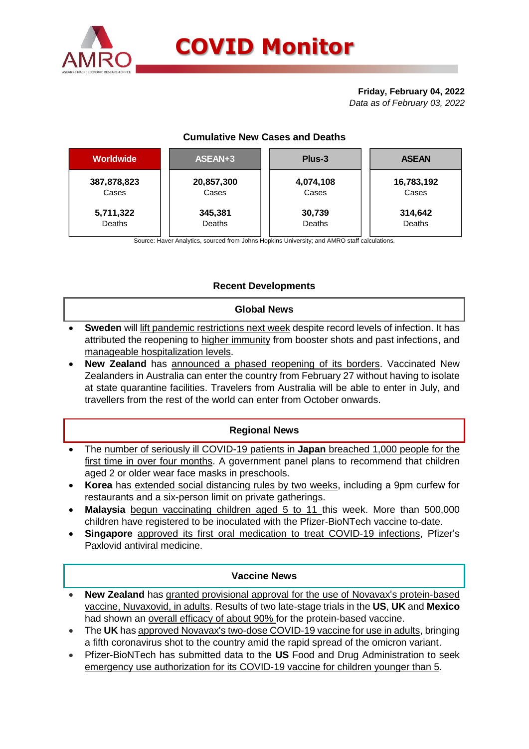# COVID Monitor

**Friday, February 04, 2022**
*Data as of February 03, 2022*

### Cumulative New Cases and Deaths

| Worldwide | ASEAN+3 | Plus-3 | ASEAN |
|---|---|---|---|
| **387,878,823** Cases | **20,857,300** Cases | **4,074,108** Cases | **16,783,192** Cases |
| **5,711,322** Deaths | **345,381** Deaths | **30,739** Deaths | **314,642** Deaths |

Source: Haver Analytics, sourced from Johns Hopkins University; and AMRO staff calculations.

## Recent Developments

### Global News

- **Sweden** will lift pandemic restrictions next week despite record levels of infection. It has attributed the reopening to higher immunity from booster shots and past infections, and manageable hospitalization levels.
- **New Zealand** has announced a phased reopening of its borders. Vaccinated New Zealanders in Australia can enter the country from February 27 without having to isolate at state quarantine facilities. Travelers from Australia will be able to enter in July, and travellers from the rest of the world can enter from October onwards.

### Regional News

- The number of seriously ill COVID-19 patients in **Japan** breached 1,000 people for the first time in over four months. A government panel plans to recommend that children aged 2 or older wear face masks in preschools.
- **Korea** has extended social distancing rules by two weeks, including a 9pm curfew for restaurants and a six-person limit on private gatherings.
- **Malaysia** begun vaccinating children aged 5 to 11 this week. More than 500,000 children have registered to be inoculated with the Pfizer-BioNTech vaccine to-date.
- **Singapore** approved its first oral medication to treat COVID-19 infections, Pfizer's Paxlovid antiviral medicine.

### Vaccine News

- **New Zealand** has granted provisional approval for the use of Novavax's protein-based vaccine, Nuvaxovid, in adults. Results of two late-stage trials in the **US**, **UK** and **Mexico** had shown an overall efficacy of about 90% for the protein-based vaccine.
- The **UK** has approved Novavax's two-dose COVID-19 vaccine for use in adults, bringing a fifth coronavirus shot to the country amid the rapid spread of the omicron variant.
- Pfizer-BioNTech has submitted data to the **US** Food and Drug Administration to seek emergency use authorization for its COVID-19 vaccine for children younger than 5.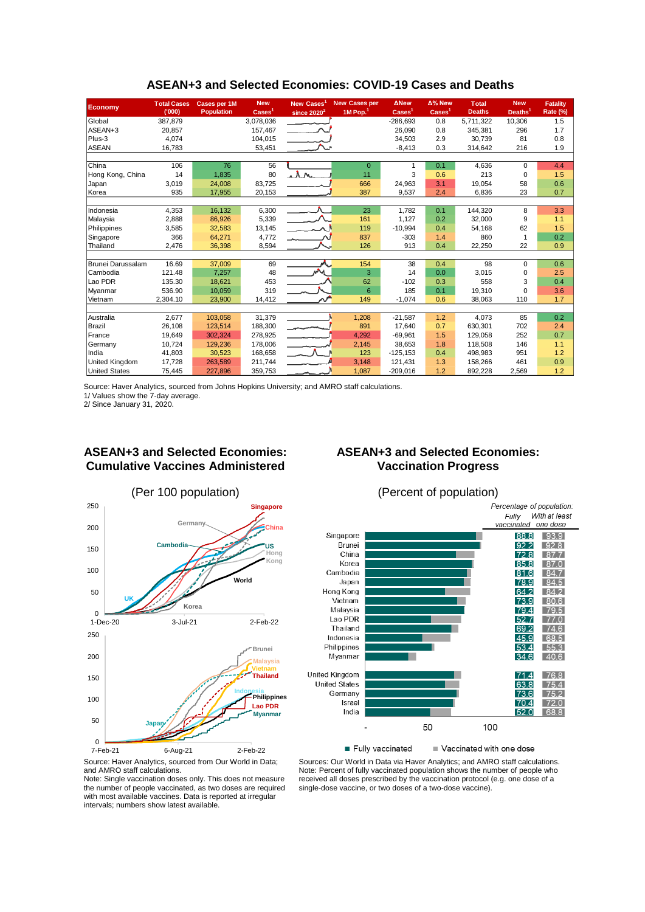## ASEAN+3 and Selected Economies: COVID-19 Cases and Deaths

| Economy | Total Cases ('000) | Cases per 1M Population | New Cases[1] | New Cases[1] since 2020[2] | New Cases per 1M Pop.[1] | ΔNew Cases[1] | Δ% New Cases[1] | Total Deaths | New Deaths[1] | Fatality Rate (%) |
|---|---|---|---|---|---|---|---|---|---|---|
| Global | 387,879 | | 3,078,036 | | | -286,693 | 0.8 | 5,711,322 | 10,306 | 1.5 |
| ASEAN+3 | 20,857 | | 157,467 | | | 26,090 | 0.8 | 345,381 | 296 | 1.7 |
| Plus-3 | 4,074 | | 104,015 | | | 34,503 | 2.9 | 30,739 | 81 | 0.8 |
| ASEAN | 16,783 | | 53,451 | | | -8,413 | 0.3 | 314,642 | 216 | 1.9 |
| | | | | | | | | | | |
| China | 106 | 76 | 56 | | 0 | 1 | 0.1 | 4,636 | 0 | 4.4 |
| Hong Kong, China | 14 | 1,835 | 80 | | 11 | 3 | 0.6 | 213 | 0 | 1.5 |
| Japan | 3,019 | 24,008 | 83,725 | | 666 | 24,963 | 3.1 | 19,054 | 58 | 0.6 |
| Korea | 935 | 17,955 | 20,153 | | 387 | 9,537 | 2.4 | 6,836 | 23 | 0.7 |
| | | | | | | | | | | |
| Indonesia | 4,353 | 16,132 | 6,300 | | 23 | 1,782 | 0.1 | 144,320 | 8 | 3.3 |
| Malaysia | 2,888 | 86,926 | 5,339 | | 161 | 1,127 | 0.2 | 32,000 | 9 | 1.1 |
| Philippines | 3,585 | 32,583 | 13,145 | | 119 | -10,994 | 0.4 | 54,168 | 62 | 1.5 |
| Singapore | 366 | 64,271 | 4,772 | | 837 | -303 | 1.4 | 860 | 1 | 0.2 |
| Thailand | 2,476 | 36,398 | 8,594 | | 126 | 913 | 0.4 | 22,250 | 22 | 0.9 |
| | | | | | | | | | | |
| Brunei Darussalam | 16.69 | 37,009 | 69 | | 154 | 38 | 0.4 | 98 | 0 | 0.6 |
| Cambodia | 121.48 | 7,257 | 48 | | 3 | 14 | 0.0 | 3,015 | 0 | 2.5 |
| Lao PDR | 135.30 | 18,621 | 453 | | 62 | -102 | 0.3 | 558 | 3 | 0.4 |
| Myanmar | 536.90 | 10,059 | 319 | | 6 | 185 | 0.1 | 19,310 | 0 | 3.6 |
| Vietnam | 2,304.10 | 23,900 | 14,412 | | 149 | -1,074 | 0.6 | 38,063 | 110 | 1.7 |
| | | | | | | | | | | |
| Australia | 2,677 | 103,058 | 31,379 | | 1,208 | -21,587 | 1.2 | 4,073 | 85 | 0.2 |
| Brazil | 26,108 | 123,514 | 188,300 | | 891 | 17,640 | 0.7 | 630,301 | 702 | 2.4 |
| France | 19,649 | 302,324 | 278,925 | | 4,292 | -69,961 | 1.5 | 129,058 | 252 | 0.7 |
| Germany | 10,724 | 129,236 | 178,006 | | 2,145 | 38,653 | 1.8 | 118,508 | 146 | 1.1 |
| India | 41,803 | 30,523 | 168,658 | | 123 | -125,153 | 0.4 | 498,983 | 951 | 1.2 |
| United Kingdom | 17,728 | 263,589 | 211,744 | | 3,148 | 121,431 | 1.3 | 158,266 | 461 | 0.9 |
| United States | 75,445 | 227,896 | 359,753 | | 1,087 | -209,016 | 1.2 | 892,228 | 2,569 | 1.2 |

Source: Haver Analytics, sourced from Johns Hopkins University; and AMRO staff calculations.
1/ Values show the 7-day average.
2/ Since January 31, 2020.

## ASEAN+3 and Selected Economies: Cumulative Vaccines Administered

(Per 100 population)

Source: Haver Analytics, sourced from Our World in Data; and AMRO staff calculations.
Note: Single vaccination doses only. This does not measure the number of people vaccinated, as two doses are required with most available vaccines. Data is reported at irregular intervals; numbers show latest available.

## ASEAN+3 and Selected Economies: Vaccination Progress

(Percent of population)

| Economy | Fully vaccinated | With at least one dose |
|---|---|---|
| Singapore | 88.8 | 93.9 |
| Brunei | 92.2 | 92.8 |
| China | 72.8 | 87.7 |
| Korea | 85.8 | 87.0 |
| Cambodia | 81.6 | 84.7 |
| Japan | 78.9 | 84.5 |
| Hong Kong | 64.2 | 84.2 |
| Vietnam | 73.9 | 80.6 |
| Malaysia | 79.4 | 79.5 |
| Lao PDR | 52.7 | 77.0 |
| Thailand | 69.2 | 74.6 |
| Indonesia | 45.9 | 68.5 |
| Philippines | 53.4 | 55.3 |
| Myanmar | 34.6 | 40.6 |
| United Kingdom | 71.4 | 76.8 |
| United States | 63.8 | 75.4 |
| Germany | 73.6 | 75.2 |
| Israel | 70.4 | 72.0 |
| India | 52.0 | 68.8 |

Sources: Our World in Data via Haver Analytics; and AMRO staff calculations.
Note: Percent of fully vaccinated population shows the number of people who received all doses prescribed by the vaccination protocol (e.g. one dose of a single-dose vaccine, or two doses of a two-dose vaccine).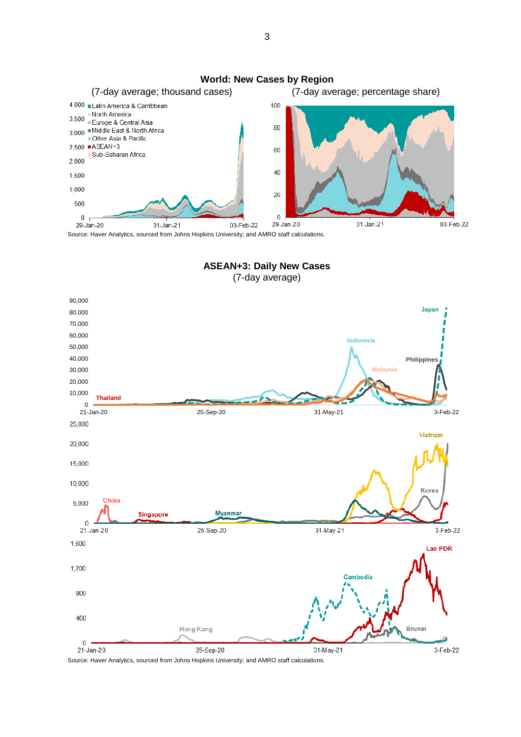**World: New Cases by Region**

(7-day average; thousand cases) (7-day average; percentage share)

Source: Haver Analytics, sourced from Johns Hopkins University; and AMRO staff calculations.

**ASEAN+3: Daily New Cases**
(7-day average)

Source: Haver Analytics, sourced from Johns Hopkins University; and AMRO staff calculations.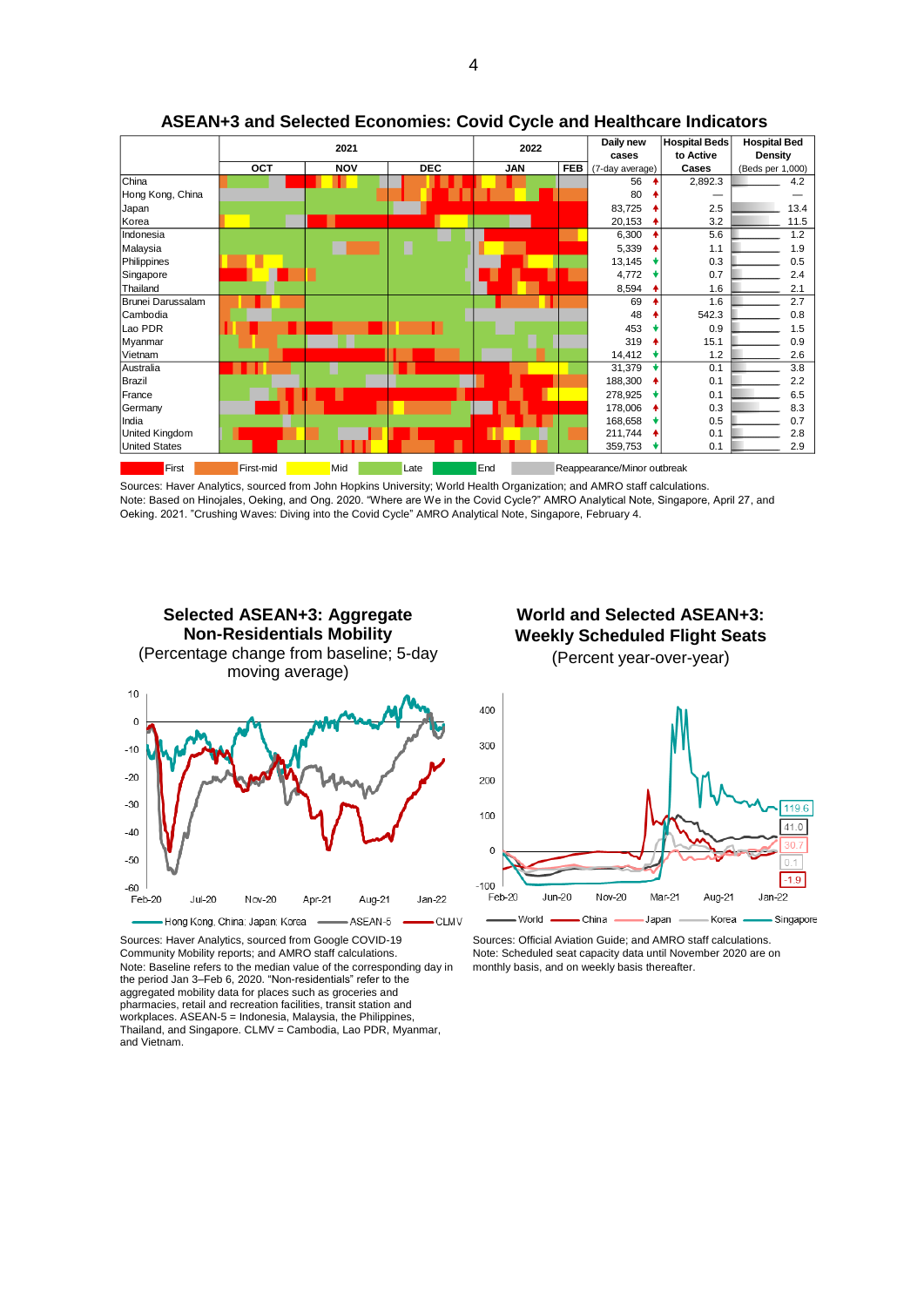## ASEAN+3 and Selected Economies: Covid Cycle and Healthcare Indicators

| | 2021 OCT | 2021 NOV | 2021 DEC | 2022 JAN | 2022 FEB | Daily new cases (7-day average) | Hospital Beds to Active Cases | Hospital Bed Density (Beds per 1,000) |
|---|---|---|---|---|---|---|---|---|
| China | | | | | | 56 ▲ | 2,892.3 | 4.2 |
| Hong Kong, China | | | | | | 80 ▲ | — | — |
| Japan | | | | | | 83,725 ▲ | 2.5 | 13.4 |
| Korea | | | | | | 20,153 ▲ | 3.2 | 11.5 |
| Indonesia | | | | | | 6,300 ▲ | 5.6 | 1.2 |
| Malaysia | | | | | | 5,339 ▲ | 1.1 | 1.9 |
| Philippines | | | | | | 13,145 ▼ | 0.3 | 0.5 |
| Singapore | | | | | | 4,772 ▼ | 0.7 | 2.4 |
| Thailand | | | | | | 8,594 ▲ | 1.6 | 2.1 |
| Brunei Darussalam | | | | | | 69 ▲ | 1.6 | 2.7 |
| Cambodia | | | | | | 48 ▲ | 542.3 | 0.8 |
| Lao PDR | | | | | | 453 ▼ | 0.9 | 1.5 |
| Myanmar | | | | | | 319 ▲ | 15.1 | 0.9 |
| Vietnam | | | | | | 14,412 ▼ | 1.2 | 2.6 |
| Australia | | | | | | 31,379 ▼ | 0.1 | 3.8 |
| Brazil | | | | | | 188,300 ▲ | 0.1 | 2.2 |
| France | | | | | | 278,925 ▼ | 0.1 | 6.5 |
| Germany | | | | | | 178,006 ▲ | 0.3 | 8.3 |
| India | | | | | | 168,658 ▼ | 0.5 | 0.7 |
| United Kingdom | | | | | | 211,744 ▲ | 0.1 | 2.8 |
| United States | | | | | | 359,753 ▼ | 0.1 | 2.9 |

First, First-mid, Mid, Late, End, Reappearance/Minor outbreak

Sources: Haver Analytics, sourced from John Hopkins University; World Health Organization; and AMRO staff calculations.
Note: Based on Hinojales, Oeking, and Ong. 2020. "Where are We in the Covid Cycle?" AMRO Analytical Note, Singapore, April 27, and Oeking. 2021. "Crushing Waves: Diving into the Covid Cycle" AMRO Analytical Note, Singapore, February 4.

### Selected ASEAN+3: Aggregate Non-Residentials Mobility
(Percentage change from baseline; 5-day moving average)

10, 0, -10, -20, -30, -40, -50, -60
Feb-20, Jul-20, Nov-20, Apr-21, Aug-21, Jan-22
Hong Kong, China; Japan; Korea — ASEAN-5 — CLMV

Sources: Haver Analytics, sourced from Google COVID-19 Community Mobility reports; and AMRO staff calculations.
Note: Baseline refers to the median value of the corresponding day in the period Jan 3–Feb 6, 2020. "Non-residentials" refer to the aggregated mobility data for places such as groceries and pharmacies, retail and recreation facilities, transit station and workplaces. ASEAN-5 = Indonesia, Malaysia, the Philippines, Thailand, and Singapore. CLMV = Cambodia, Lao PDR, Myanmar, and Vietnam.

### World and Selected ASEAN+3: Weekly Scheduled Flight Seats
(Percent year-over-year)

400, 300, 200, 100, 0, -100
Feb-20, Jun-20, Nov-20, Mar-21, Aug-21, Jan-22
119.6, 41.0, 30.7, 0.1, -1.9
World — China — Japan — Korea — Singapore

Sources: Official Aviation Guide; and AMRO staff calculations.
Note: Scheduled seat capacity data until November 2020 are on monthly basis, and on weekly basis thereafter.